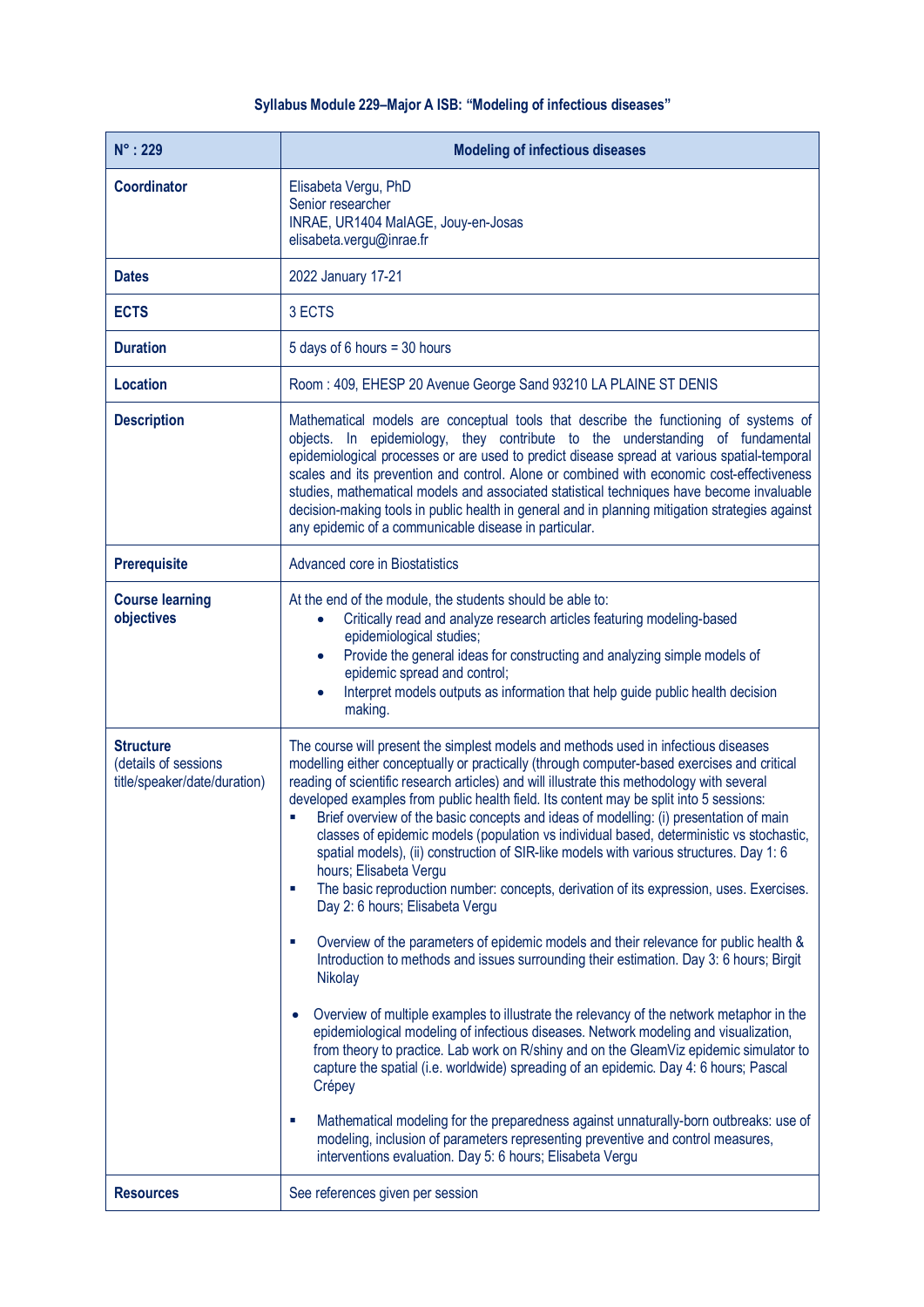**Syllabus Module 229–Major A ISB: "Modeling of infectious diseases"**

| N° : 229 | Modeling of infectious diseases |
|---|---|
| **Coordinator** | Elisabeta Vergu, PhD<br>Senior researcher<br>INRAE, UR1404 MaIAGE, Jouy-en-Josas<br>elisabeta.vergu@inrae.fr |
| **Dates** | 2022 January 17-21 |
| **ECTS** | 3 ECTS |
| **Duration** | 5 days of 6 hours = 30 hours |
| **Location** | Room : 409, EHESP 20 Avenue George Sand 93210 LA PLAINE ST DENIS |
| **Description** | Mathematical models are conceptual tools that describe the functioning of systems of objects. In epidemiology, they contribute to the understanding of fundamental epidemiological processes or are used to predict disease spread at various spatial-temporal scales and its prevention and control. Alone or combined with economic cost-effectiveness studies, mathematical models and associated statistical techniques have become invaluable decision-making tools in public health in general and in planning mitigation strategies against any epidemic of a communicable disease in particular. |
| **Prerequisite** | Advanced core in Biostatistics |
| **Course learning objectives** | At the end of the module, the students should be able to:<br>• Critically read and analyze research articles featuring modeling-based epidemiological studies;<br>• Provide the general ideas for constructing and analyzing simple models of epidemic spread and control;<br>• Interpret models outputs as information that help guide public health decision making. |
| **Structure** (details of sessions title/speaker/date/duration) | The course will present the simplest models and methods used in infectious diseases modelling either conceptually or practically (through computer-based exercises and critical reading of scientific research articles) and will illustrate this methodology with several developed examples from public health field. Its content may be split into 5 sessions:<br>▪ Brief overview of the basic concepts and ideas of modelling: (i) presentation of main classes of epidemic models (population vs individual based, deterministic vs stochastic, spatial models), (ii) construction of SIR-like models with various structures. Day 1: 6 hours; Elisabeta Vergu<br>▪ The basic reproduction number: concepts, derivation of its expression, uses. Exercises. Day 2: 6 hours; Elisabeta Vergu<br>▪ Overview of the parameters of epidemic models and their relevance for public health & Introduction to methods and issues surrounding their estimation. Day 3: 6 hours; Birgit Nikolay<br>• Overview of multiple examples to illustrate the relevancy of the network metaphor in the epidemiological modeling of infectious diseases. Network modeling and visualization, from theory to practice. Lab work on R/shiny and on the GleamViz epidemic simulator to capture the spatial (i.e. worldwide) spreading of an epidemic. Day 4: 6 hours; Pascal Crépey<br>▪ Mathematical modeling for the preparedness against unnaturally-born outbreaks: use of modeling, inclusion of parameters representing preventive and control measures, interventions evaluation. Day 5: 6 hours; Elisabeta Vergu |
| **Resources** | See references given per session |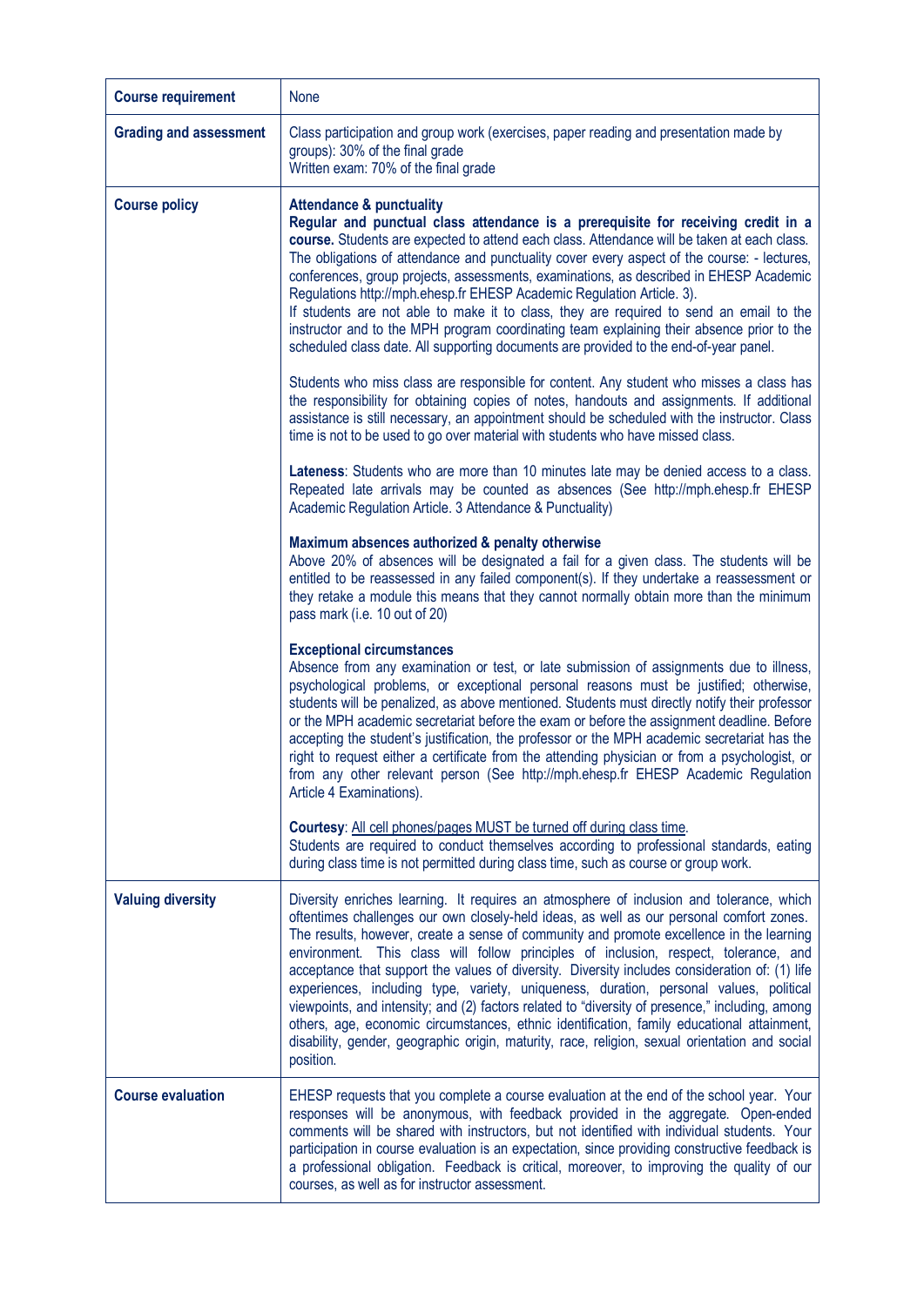| | |
|---|---|
| **Course requirement** | None |
| **Grading and assessment** | Class participation and group work (exercises, paper reading and presentation made by groups): 30% of the final grade<br>Written exam: 70% of the final grade |
| **Course policy** | **Attendance & punctuality**<br>**Regular and punctual class attendance is a prerequisite for receiving credit in a course.** Students are expected to attend each class. Attendance will be taken at each class. The obligations of attendance and punctuality cover every aspect of the course: - lectures, conferences, group projects, assessments, examinations, as described in EHESP Academic Regulations http://mph.ehesp.fr EHESP Academic Regulation Article. 3).<br>If students are not able to make it to class, they are required to send an email to the instructor and to the MPH program coordinating team explaining their absence prior to the scheduled class date. All supporting documents are provided to the end-of-year panel.<br><br>Students who miss class are responsible for content. Any student who misses a class has the responsibility for obtaining copies of notes, handouts and assignments. If additional assistance is still necessary, an appointment should be scheduled with the instructor. Class time is not to be used to go over material with students who have missed class.<br><br>**Lateness**: Students who are more than 10 minutes late may be denied access to a class. Repeated late arrivals may be counted as absences (See http://mph.ehesp.fr EHESP Academic Regulation Article. 3 Attendance & Punctuality)<br><br>**Maximum absences authorized & penalty otherwise**<br>Above 20% of absences will be designated a fail for a given class. The students will be entitled to be reassessed in any failed component(s). If they undertake a reassessment or they retake a module this means that they cannot normally obtain more than the minimum pass mark (i.e. 10 out of 20)<br><br>**Exceptional circumstances**<br>Absence from any examination or test, or late submission of assignments due to illness, psychological problems, or exceptional personal reasons must be justified; otherwise, students will be penalized, as above mentioned. Students must directly notify their professor or the MPH academic secretariat before the exam or before the assignment deadline. Before accepting the student's justification, the professor or the MPH academic secretariat has the right to request either a certificate from the attending physician or from a psychologist, or from any other relevant person (See http://mph.ehesp.fr EHESP Academic Regulation Article 4 Examinations).<br><br>**Courtesy**: All cell phones/pages MUST be turned off during class time.<br>Students are required to conduct themselves according to professional standards, eating during class time is not permitted during class time, such as course or group work. |
| **Valuing diversity** | Diversity enriches learning. It requires an atmosphere of inclusion and tolerance, which oftentimes challenges our own closely-held ideas, as well as our personal comfort zones. The results, however, create a sense of community and promote excellence in the learning environment. This class will follow principles of inclusion, respect, tolerance, and acceptance that support the values of diversity. Diversity includes consideration of: (1) life experiences, including type, variety, uniqueness, duration, personal values, political viewpoints, and intensity; and (2) factors related to "diversity of presence," including, among others, age, economic circumstances, ethnic identification, family educational attainment, disability, gender, geographic origin, maturity, race, religion, sexual orientation and social position. |
| **Course evaluation** | EHESP requests that you complete a course evaluation at the end of the school year. Your responses will be anonymous, with feedback provided in the aggregate. Open-ended comments will be shared with instructors, but not identified with individual students. Your participation in course evaluation is an expectation, since providing constructive feedback is a professional obligation. Feedback is critical, moreover, to improving the quality of our courses, as well as for instructor assessment. |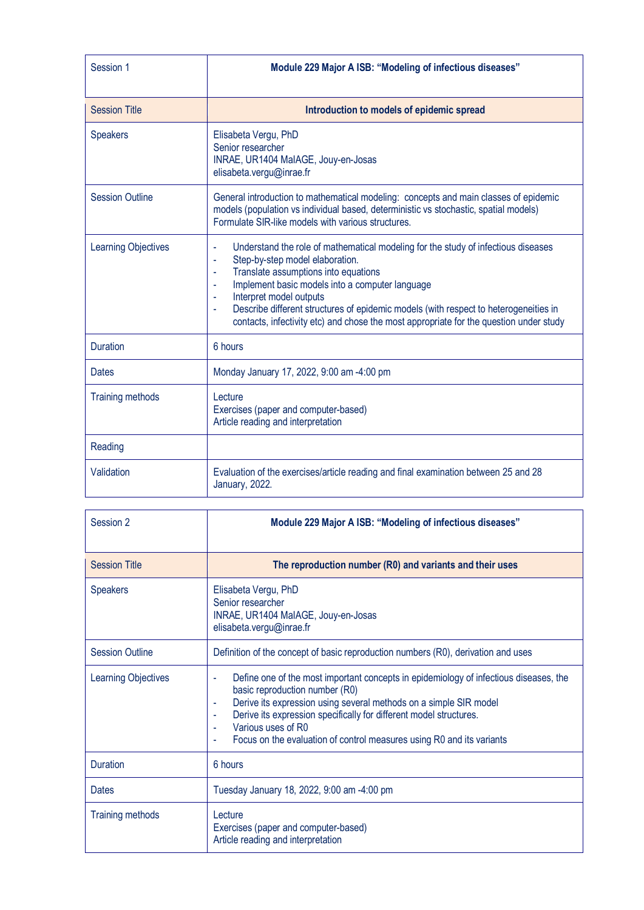| Session 1 | Module 229 Major A ISB: "Modeling of infectious diseases" |
| --- | --- |
| Session Title | **Introduction to models of epidemic spread** |
| Speakers | Elisabeta Vergu, PhD<br>Senior researcher<br>INRAE, UR1404 MaIAGE, Jouy-en-Josas<br>elisabeta.vergu@inrae.fr |
| Session Outline | General introduction to mathematical modeling: concepts and main classes of epidemic models (population vs individual based, deterministic vs stochastic, spatial models)<br>Formulate SIR-like models with various structures. |
| Learning Objectives | - Understand the role of mathematical modeling for the study of infectious diseases<br>- Step-by-step model elaboration.<br>- Translate assumptions into equations<br>- Implement basic models into a computer language<br>- Interpret model outputs<br>- Describe different structures of epidemic models (with respect to heterogeneities in contacts, infectivity etc) and chose the most appropriate for the question under study |
| Duration | 6 hours |
| Dates | Monday January 17, 2022, 9:00 am -4:00 pm |
| Training methods | Lecture<br>Exercises (paper and computer-based)<br>Article reading and interpretation |
| Reading | |
| Validation | Evaluation of the exercises/article reading and final examination between 25 and 28 January, 2022. |

| Session 2 | Module 229 Major A ISB: "Modeling of infectious diseases" |
| --- | --- |
| Session Title | **The reproduction number (R0) and variants and their uses** |
| Speakers | Elisabeta Vergu, PhD<br>Senior researcher<br>INRAE, UR1404 MaIAGE, Jouy-en-Josas<br>elisabeta.vergu@inrae.fr |
| Session Outline | Definition of the concept of basic reproduction numbers (R0), derivation and uses |
| Learning Objectives | - Define one of the most important concepts in epidemiology of infectious diseases, the basic reproduction number (R0)<br>- Derive its expression using several methods on a simple SIR model<br>- Derive its expression specifically for different model structures.<br>- Various uses of R0<br>- Focus on the evaluation of control measures using R0 and its variants |
| Duration | 6 hours |
| Dates | Tuesday January 18, 2022, 9:00 am -4:00 pm |
| Training methods | Lecture<br>Exercises (paper and computer-based)<br>Article reading and interpretation |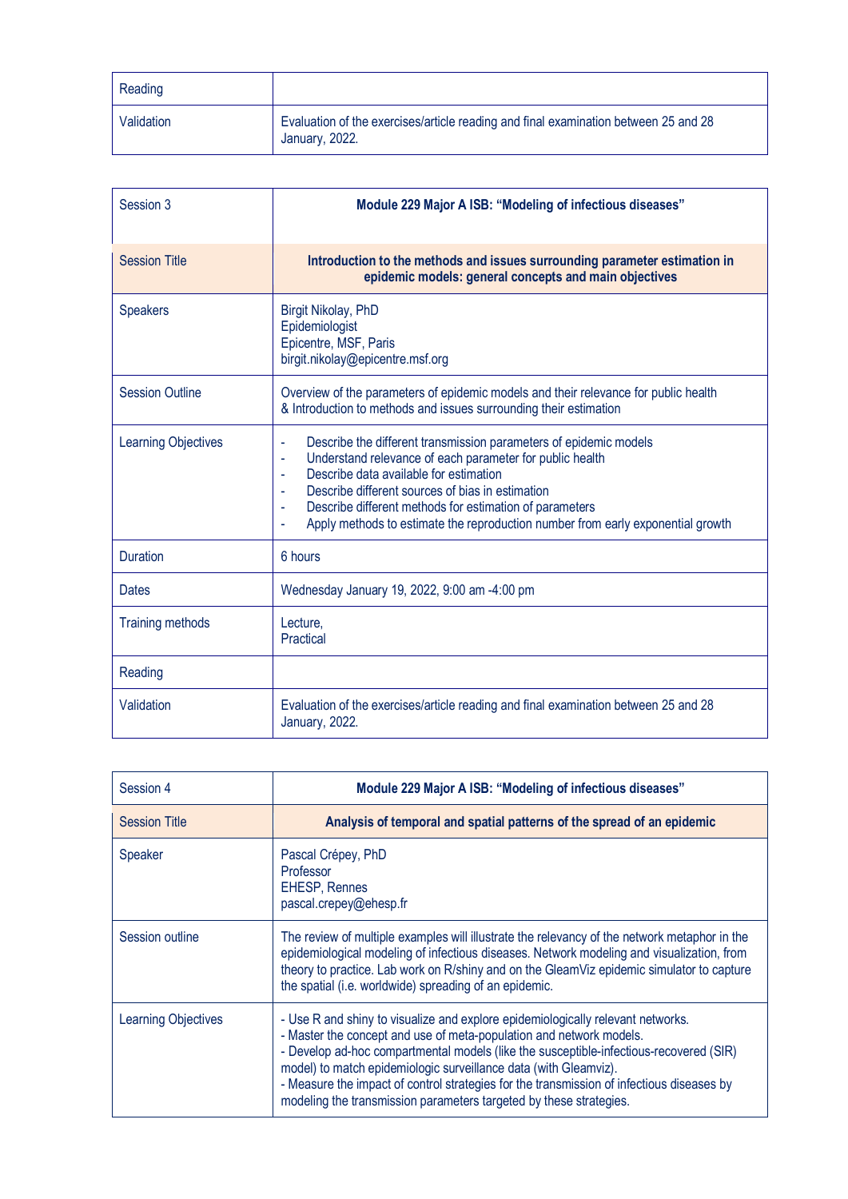| Reading | |
|---|---|
| Validation | Evaluation of the exercises/article reading and final examination between 25 and 28 January, 2022. |

| Session 3 | **Module 229 Major A ISB: "Modeling of infectious diseases"** |
|---|---|
| Session Title | **Introduction to the methods and issues surrounding parameter estimation in epidemic models: general concepts and main objectives** |
| Speakers | Birgit Nikolay, PhD<br>Epidemiologist<br>Epicentre, MSF, Paris<br>birgit.nikolay@epicentre.msf.org |
| Session Outline | Overview of the parameters of epidemic models and their relevance for public health & Introduction to methods and issues surrounding their estimation |
| Learning Objectives | - Describe the different transmission parameters of epidemic models<br>- Understand relevance of each parameter for public health<br>- Describe data available for estimation<br>- Describe different sources of bias in estimation<br>- Describe different methods for estimation of parameters<br>- Apply methods to estimate the reproduction number from early exponential growth |
| Duration | 6 hours |
| Dates | Wednesday January 19, 2022, 9:00 am -4:00 pm |
| Training methods | Lecture,<br>Practical |
| Reading | |
| Validation | Evaluation of the exercises/article reading and final examination between 25 and 28 January, 2022. |

| Session 4 | **Module 229 Major A ISB: "Modeling of infectious diseases"** |
|---|---|
| Session Title | **Analysis of temporal and spatial patterns of the spread of an epidemic** |
| Speaker | Pascal Crépey, PhD<br>Professor<br>EHESP, Rennes<br>pascal.crepey@ehesp.fr |
| Session outline | The review of multiple examples will illustrate the relevancy of the network metaphor in the epidemiological modeling of infectious diseases. Network modeling and visualization, from theory to practice. Lab work on R/shiny and on the GleamViz epidemic simulator to capture the spatial (i.e. worldwide) spreading of an epidemic. |
| Learning Objectives | - Use R and shiny to visualize and explore epidemiologically relevant networks.<br>- Master the concept and use of meta-population and network models.<br>- Develop ad-hoc compartmental models (like the susceptible-infectious-recovered (SIR) model) to match epidemiologic surveillance data (with Gleamviz).<br>- Measure the impact of control strategies for the transmission of infectious diseases by modeling the transmission parameters targeted by these strategies. |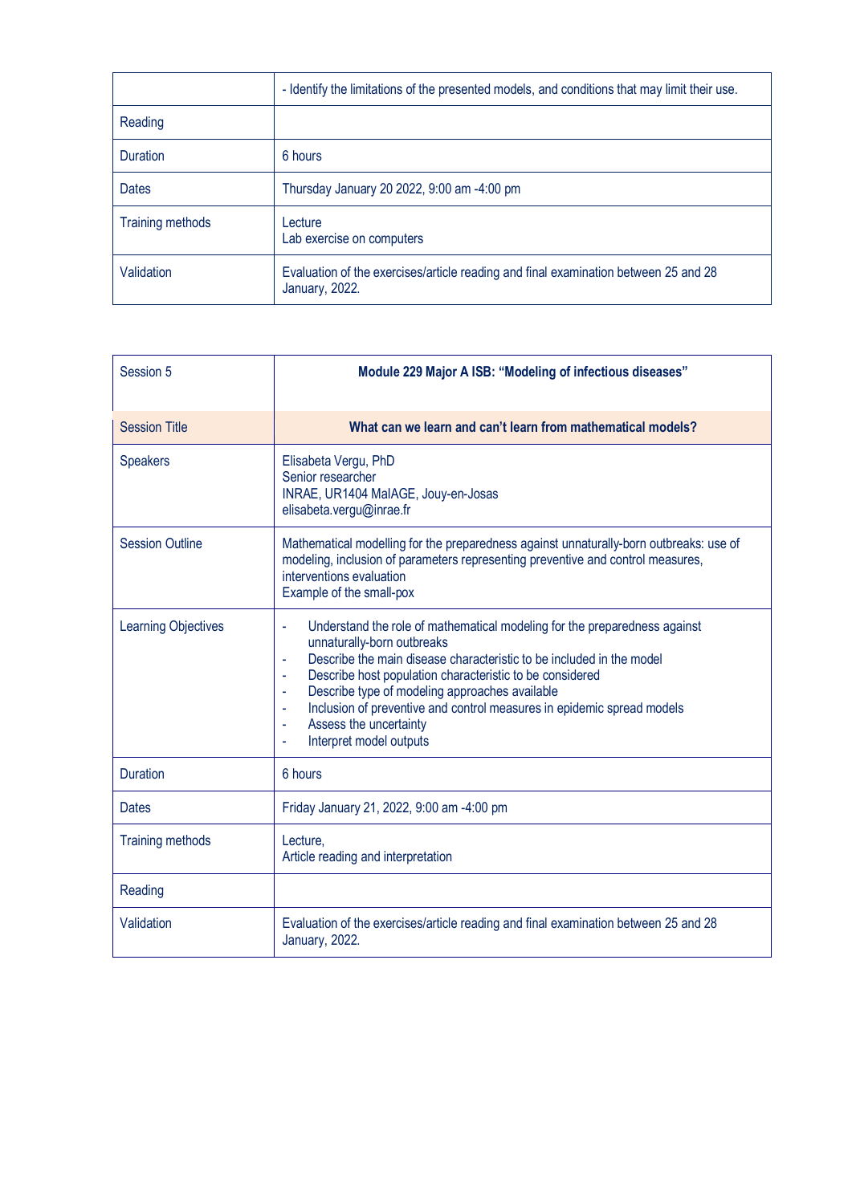| | |
|---|---|
| | - Identify the limitations of the presented models, and conditions that may limit their use. |
| Reading | |
| Duration | 6 hours |
| Dates | Thursday January 20 2022, 9:00 am -4:00 pm |
| Training methods | Lecture<br>Lab exercise on computers |
| Validation | Evaluation of the exercises/article reading and final examination between 25 and 28 January, 2022. |

| Session 5 | **Module 229 Major A ISB: "Modeling of infectious diseases"** |
|---|---|
| Session Title | **What can we learn and can't learn from mathematical models?** |
| Speakers | Elisabeta Vergu, PhD<br>Senior researcher<br>INRAE, UR1404 MaIAGE, Jouy-en-Josas<br>elisabeta.vergu@inrae.fr |
| Session Outline | Mathematical modelling for the preparedness against unnaturally-born outbreaks: use of modeling, inclusion of parameters representing preventive and control measures, interventions evaluation<br>Example of the small-pox |
| Learning Objectives | - Understand the role of mathematical modeling for the preparedness against unnaturally-born outbreaks<br>- Describe the main disease characteristic to be included in the model<br>- Describe host population characteristic to be considered<br>- Describe type of modeling approaches available<br>- Inclusion of preventive and control measures in epidemic spread models<br>- Assess the uncertainty<br>- Interpret model outputs |
| Duration | 6 hours |
| Dates | Friday January 21, 2022, 9:00 am -4:00 pm |
| Training methods | Lecture,<br>Article reading and interpretation |
| Reading | |
| Validation | Evaluation of the exercises/article reading and final examination between 25 and 28 January, 2022. |